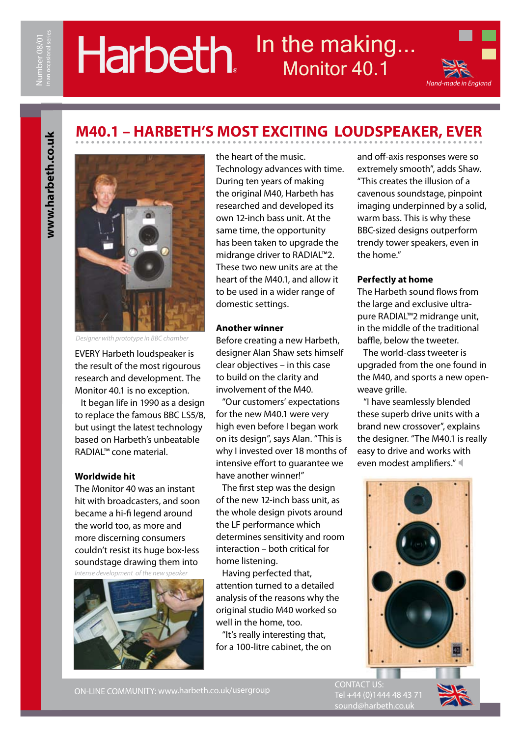Number 08/01
in an occasional series

# Harbeth

In the making...
Monitor 40.1

*Hand-made in England*

www.harbeth.co.uk

## M40.1 – HARBETH'S MOST EXCITING LOUDSPEAKER, EVER

*Designer with prototype in BBC chamber*

EVERY Harbeth loudspeaker is the result of the most rigourous research and development. The Monitor 40.1 is no exception.

It began life in 1990 as a design to replace the famous BBC LS5/8, but usingt the latest technology based on Harbeth's unbeatable RADIAL™ cone material.

### Worldwide hit

The Monitor 40 was an instant hit with broadcasters, and soon became a hi-fi legend around the world too, as more and more discerning consumers couldn't resist its huge box-less soundstage drawing them into the heart of the music.

*Intense development of the new speaker*

Technology advances with time. During ten years of making the original M40, Harbeth has researched and developed its own 12-inch bass unit. At the same time, the opportunity has been taken to upgrade the midrange driver to RADIAL™2. These two new units are at the heart of the M40.1, and allow it to be used in a wider range of domestic settings.

### Another winner

Before creating a new Harbeth, designer Alan Shaw sets himself clear objectives – in this case to build on the clarity and involvement of the M40.

"Our customers' expectations for the new M40.1 were very high even before I began work on its design", says Alan. "This is why I invested over 18 months of intensive effort to guarantee we have another winner!"

The first step was the design of the new 12-inch bass unit, as the whole design pivots around the LF performance which determines sensitivity and room interaction – both critical for home listening.

Having perfected that, attention turned to a detailed analysis of the reasons why the original studio M40 worked so well in the home, too.

"It's really interesting that, for a 100-litre cabinet, the on and off-axis responses were so extremely smooth", adds Shaw. "This creates the illusion of a cavenous soundstage, pinpoint imaging underpinned by a solid, warm bass. This is why these BBC-sized designs outperform trendy tower speakers, even in the home."

### Perfectly at home

The Harbeth sound flows from the large and exclusive ultra-pure RADIAL™2 midrange unit, in the middle of the traditional baffle, below the tweeter.

The world-class tweeter is upgraded from the one found in the M40, and sports a new open-weave grille.

"I have seamlessly blended these superb drive units with a brand new crossover", explains the designer. "The M40.1 is really easy to drive and works with even modest amplifiers."

ON-LINE COMMUNITY: www.harbeth.co.uk/usergroup

CONTACT US:
Tel +44 (0)1444 48 43 71
sound@harbeth.co.uk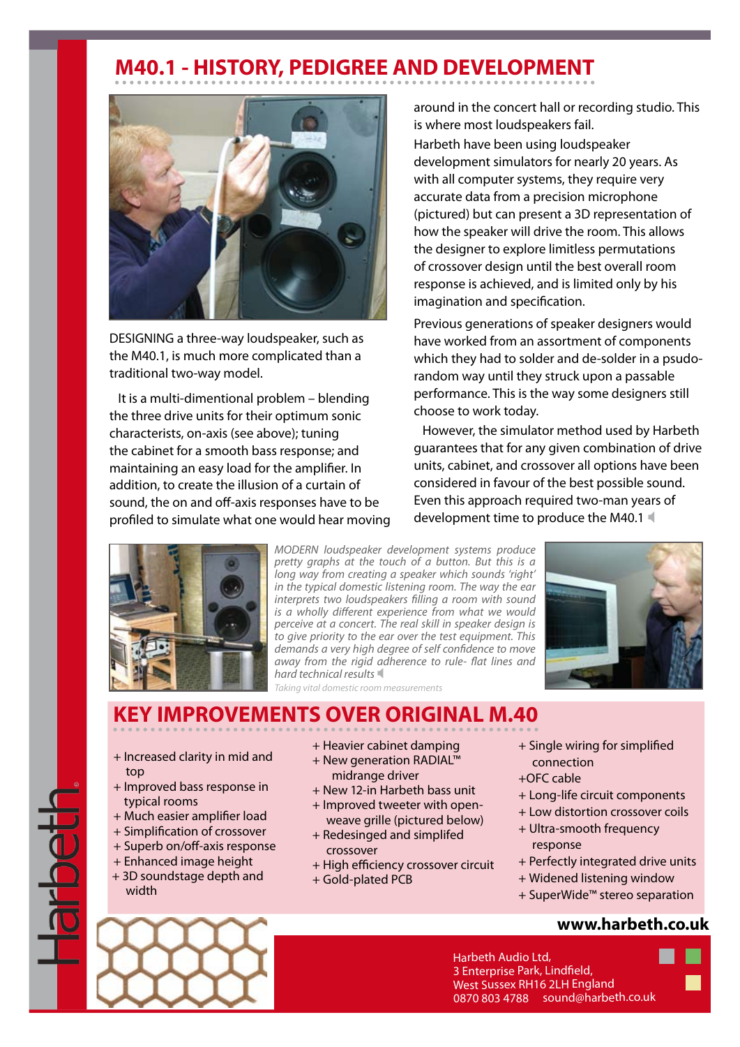# M40.1 - HISTORY, PEDIGREE AND DEVELOPMENT

DESIGNING a three-way loudspeaker, such as the M40.1, is much more complicated than a traditional two-way model.

It is a multi-dimentional problem – blending the three drive units for their optimum sonic characteristics, on-axis (see above); tuning the cabinet for a smooth bass response; and maintaining an easy load for the amplifier. In addition, to create the illusion of a curtain of sound, the on and off-axis responses have to be profiled to simulate what one would hear moving around in the concert hall or recording studio. This is where most loudspeakers fail.

Harbeth have been using loudspeaker development simulators for nearly 20 years. As with all computer systems, they require very accurate data from a precision microphone (pictured) but can present a 3D representation of how the speaker will drive the room. This allows the designer to explore limitless permutations of crossover design until the best overall room response is achieved, and is limited only by his imagination and specification.

Previous generations of speaker designers would have worked from an assortment of components which they had to solder and de-solder in a psudo-random way until they struck upon a passable performance. This is the way some designers still choose to work today.

However, the simulator method used by Harbeth guarantees that for any given combination of drive units, cabinet, and crossover all options have been considered in favour of the best possible sound. Even this approach required two-man years of development time to produce the M40.1

*MODERN loudspeaker development systems produce pretty graphs at the touch of a button. But this is a long way from creating a speaker which sounds 'right' in the typical domestic listening room. The way the ear interprets two loudspeakers filling a room with sound is a wholly different experience from what we would perceive at a concert. The real skill in speaker design is to give priority to the ear over the test equipment. This demands a very high degree of self confidence to move away from the rigid adherence to rule- flat lines and hard technical results*

*Taking vital domestic room measurements*

# KEY IMPROVEMENTS OVER ORIGINAL M.40

- + Increased clarity in mid and top
- + Improved bass response in typical rooms
- + Much easier amplifier load
- + Simplification of crossover
- + Superb on/off-axis response
- + Enhanced image height
- + 3D soundstage depth and width
- + Heavier cabinet damping
- + New generation RADIAL™ midrange driver
- + New 12-in Harbeth bass unit
- + Improved tweeter with open-weave grille (pictured below)
- + Redesinged and simplifed crossover
- + High efficiency crossover circuit
- + Gold-plated PCB
- + Single wiring for simplified connection
- +OFC cable
- + Long-life circuit components
- + Low distortion crossover coils
- + Ultra-smooth frequency response
- + Perfectly integrated drive units
- + Widened listening window
- + SuperWide™ stereo separation

**www.harbeth.co.uk**

Harbeth Audio Ltd,
3 Enterprise Park, Lindfield,
West Sussex RH16 2LH England
0870 803 4788 sound@harbeth.co.uk

Harbeth®